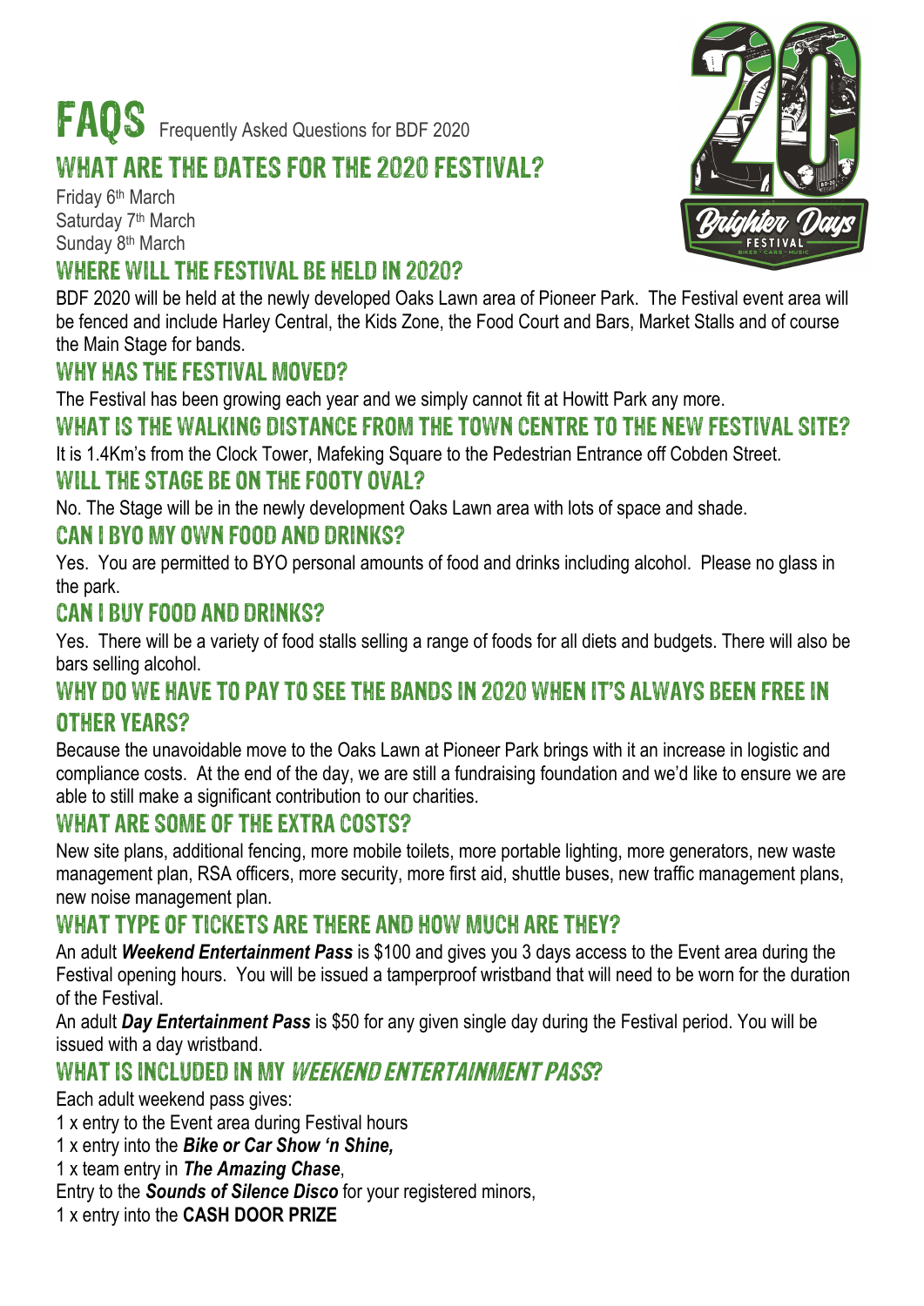# FAQS Frequently Asked Questions for BDF 2020

## WHAT ARE THE DATES FOR THE 2020 FESTIVAL?

Friday 6th March
Saturday 7th March
Sunday 8th March

## WHERE WILL THE FESTIVAL BE HELD IN 2020?

BDF 2020 will be held at the newly developed Oaks Lawn area of Pioneer Park. The Festival event area will be fenced and include Harley Central, the Kids Zone, the Food Court and Bars, Market Stalls and of course the Main Stage for bands.

## WHY HAS THE FESTIVAL MOVED?

The Festival has been growing each year and we simply cannot fit at Howitt Park any more.

## WHAT IS THE WALKING DISTANCE FROM THE TOWN CENTRE TO THE NEW FESTIVAL SITE?

It is 1.4Km's from the Clock Tower, Mafeking Square to the Pedestrian Entrance off Cobden Street.

## WILL THE STAGE BE ON THE FOOTY OVAL?

No. The Stage will be in the newly development Oaks Lawn area with lots of space and shade.

## CAN I BYO MY OWN FOOD AND DRINKS?

Yes. You are permitted to BYO personal amounts of food and drinks including alcohol. Please no glass in the park.

## CAN I BUY FOOD AND DRINKS?

Yes. There will be a variety of food stalls selling a range of foods for all diets and budgets. There will also be bars selling alcohol.

## WHY DO WE HAVE TO PAY TO SEE THE BANDS IN 2020 WHEN IT'S ALWAYS BEEN FREE IN OTHER YEARS?

Because the unavoidable move to the Oaks Lawn at Pioneer Park brings with it an increase in logistic and compliance costs. At the end of the day, we are still a fundraising foundation and we'd like to ensure we are able to still make a significant contribution to our charities.

## WHAT ARE SOME OF THE EXTRA COSTS?

New site plans, additional fencing, more mobile toilets, more portable lighting, more generators, new waste management plan, RSA officers, more security, more first aid, shuttle buses, new traffic management plans, new noise management plan.

## WHAT TYPE OF TICKETS ARE THERE AND HOW MUCH ARE THEY?

An adult ***Weekend Entertainment Pass*** is $100 and gives you 3 days access to the Event area during the Festival opening hours. You will be issued a tamperproof wristband that will need to be worn for the duration of the Festival.

An adult ***Day Entertainment Pass*** is $50 for any given single day during the Festival period. You will be issued with a day wristband.

## WHAT IS INCLUDED IN MY *WEEKEND ENTERTAINMENT PASS*?

Each adult weekend pass gives:
1 x entry to the Event area during Festival hours
1 x entry into the ***Bike or Car Show 'n Shine,***
1 x team entry in ***The Amazing Chase***,
Entry to the ***Sounds of Silence Disco*** for your registered minors,
1 x entry into the **CASH DOOR PRIZE**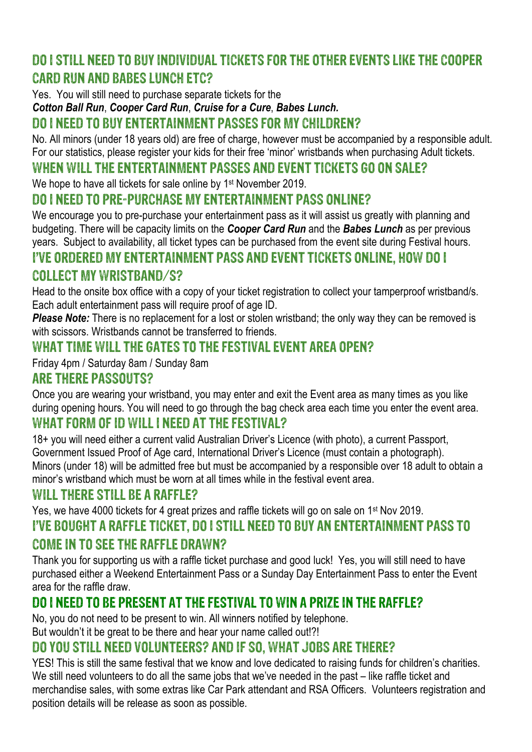## Do I still need to buy individual tickets for the other events like the Cooper Card Run and Babes Lunch etc?

Yes. You will still need to purchase separate tickets for the
***Cotton Ball Run***, ***Cooper Card Run***, ***Cruise for a Cure***, ***Babes Lunch.***

## Do I need to buy entertainment passes for my children?

No. All minors (under 18 years old) are free of charge, however must be accompanied by a responsible adult. For our statistics, please register your kids for their free 'minor' wristbands when purchasing Adult tickets.

## When will the entertainment passes and event tickets go on sale?

We hope to have all tickets for sale online by 1st November 2019.

## Do I need to pre-purchase my entertainment pass online?

We encourage you to pre-purchase your entertainment pass as it will assist us greatly with planning and budgeting. There will be capacity limits on the ***Cooper Card Run*** and the ***Babes Lunch*** as per previous years. Subject to availability, all ticket types can be purchased from the event site during Festival hours.

## I've ordered my entertainment pass and event tickets online, how do I collect my wristband/s?

Head to the onsite box office with a copy of your ticket registration to collect your tamperproof wristband/s. Each adult entertainment pass will require proof of age ID.

***Please Note:*** There is no replacement for a lost or stolen wristband; the only way they can be removed is with scissors. Wristbands cannot be transferred to friends.

## What time will the gates to the Festival event area open?

Friday 4pm / Saturday 8am / Sunday 8am

## Are there passouts?

Once you are wearing your wristband, you may enter and exit the Event area as many times as you like during opening hours. You will need to go through the bag check area each time you enter the event area.

## What form of ID will I need at the festival?

18+ you will need either a current valid Australian Driver's Licence (with photo), a current Passport, Government Issued Proof of Age card, International Driver's Licence (must contain a photograph). Minors (under 18) will be admitted free but must be accompanied by a responsible over 18 adult to obtain a minor's wristband which must be worn at all times while in the festival event area.

## Will there still be a raffle?

Yes, we have 4000 tickets for 4 great prizes and raffle tickets will go on sale on 1st Nov 2019.

## I've bought a raffle ticket, do I still need to buy an entertainment pass to come in to see the raffle drawn?

Thank you for supporting us with a raffle ticket purchase and good luck! Yes, you will still need to have purchased either a Weekend Entertainment Pass or a Sunday Day Entertainment Pass to enter the Event area for the raffle draw.

## Do I need to be present at the festival to win a prize in the raffle?

No, you do not need to be present to win. All winners notified by telephone.
But wouldn't it be great to be there and hear your name called out!?!

## Do you still need volunteers? And if so, what jobs are there?

YES! This is still the same festival that we know and love dedicated to raising funds for children's charities. We still need volunteers to do all the same jobs that we've needed in the past – like raffle ticket and merchandise sales, with some extras like Car Park attendant and RSA Officers. Volunteers registration and position details will be release as soon as possible.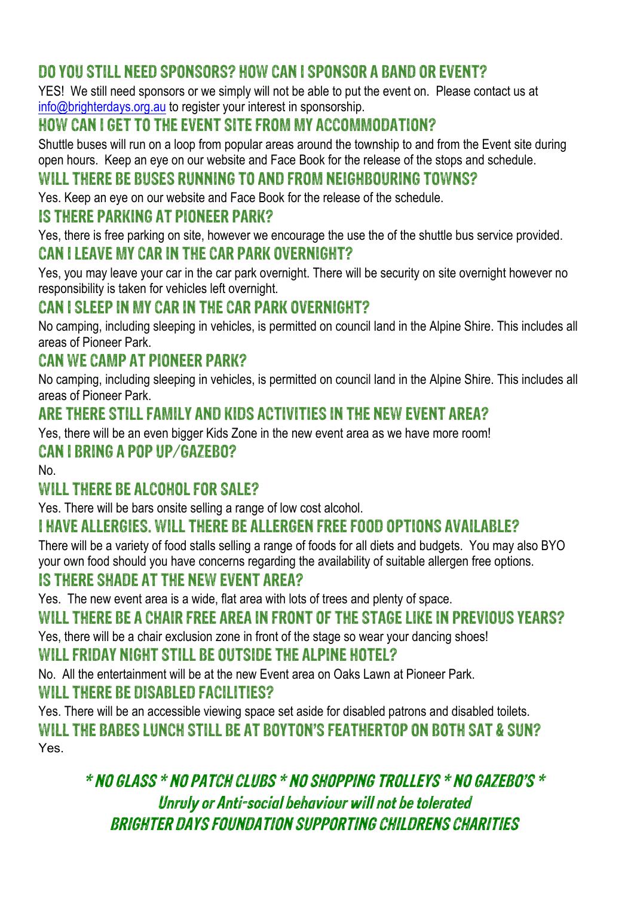## DO YOU STILL NEED SPONSORS? HOW CAN I SPONSOR A BAND OR EVENT?

YES! We still need sponsors or we simply will not be able to put the event on. Please contact us at info@brighterdays.org.au to register your interest in sponsorship.

## HOW CAN I GET TO THE EVENT SITE FROM MY ACCOMMODATION?

Shuttle buses will run on a loop from popular areas around the township to and from the Event site during open hours. Keep an eye on our website and Face Book for the release of the stops and schedule.

## WILL THERE BE BUSES RUNNING TO AND FROM NEIGHBOURING TOWNS?

Yes. Keep an eye on our website and Face Book for the release of the schedule.

## IS THERE PARKING AT PIONEER PARK?

Yes, there is free parking on site, however we encourage the use the of the shuttle bus service provided.

## CAN I LEAVE MY CAR IN THE CAR PARK OVERNIGHT?

Yes, you may leave your car in the car park overnight. There will be security on site overnight however no responsibility is taken for vehicles left overnight.

## CAN I SLEEP IN MY CAR IN THE CAR PARK OVERNIGHT?

No camping, including sleeping in vehicles, is permitted on council land in the Alpine Shire. This includes all areas of Pioneer Park.

## CAN WE CAMP AT PIONEER PARK?

No camping, including sleeping in vehicles, is permitted on council land in the Alpine Shire. This includes all areas of Pioneer Park.

## ARE THERE STILL FAMILY AND KIDS ACTIVITIES IN THE NEW EVENT AREA?

Yes, there will be an even bigger Kids Zone in the new event area as we have more room!

## CAN I BRING A POP UP/GAZEBO?

No.

## WILL THERE BE ALCOHOL FOR SALE?

Yes. There will be bars onsite selling a range of low cost alcohol.

## I HAVE ALLERGIES. WILL THERE BE ALLERGEN FREE FOOD OPTIONS AVAILABLE?

There will be a variety of food stalls selling a range of foods for all diets and budgets. You may also BYO your own food should you have concerns regarding the availability of suitable allergen free options.

## IS THERE SHADE AT THE NEW EVENT AREA?

Yes. The new event area is a wide, flat area with lots of trees and plenty of space.

## WILL THERE BE A CHAIR FREE AREA IN FRONT OF THE STAGE LIKE IN PREVIOUS YEARS?

Yes, there will be a chair exclusion zone in front of the stage so wear your dancing shoes!

## WILL FRIDAY NIGHT STILL BE OUTSIDE THE ALPINE HOTEL?

No. All the entertainment will be at the new Event area on Oaks Lawn at Pioneer Park.

## WILL THERE BE DISABLED FACILITIES?

Yes. There will be an accessible viewing space set aside for disabled patrons and disabled toilets.

## WILL THE BABES LUNCH STILL BE AT BOYTON'S FEATHERTOP ON BOTH SAT & SUN?

Yes.

***\* NO GLASS \* NO PATCH CLUBS \* NO SHOPPING TROLLEYS \* NO GAZEBO'S \****

***Unruly or Anti-social behaviour will not be tolerated***

***BRIGHTER DAYS FOUNDATION SUPPORTING CHILDRENS CHARITIES***